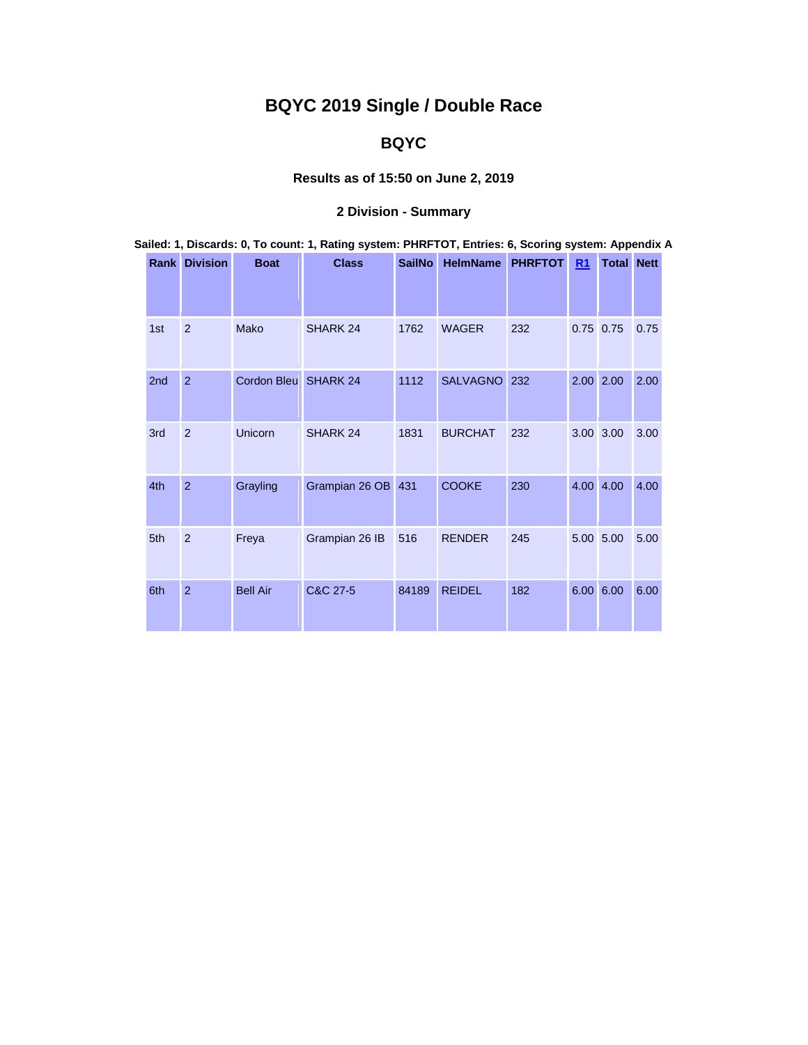# BQYC 2019 Single / Double Race

## BQYC

### Results as of 15:50 on June 2, 2019

### 2 Division - Summary

**Sailed: 1, Discards: 0, To count: 1, Rating system: PHRFTOT, Entries: 6, Scoring system: Appendix A**

| Rank | Division | Boat | Class | SailNo | HelmName | PHRFTOT | R1 | Total | Nett |
|---|---|---|---|---|---|---|---|---|---|
| 1st | 2 | Mako | SHARK 24 | 1762 | WAGER | 232 | 0.75 | 0.75 | 0.75 |
| 2nd | 2 | Cordon Bleu | SHARK 24 | 1112 | SALVAGNO | 232 | 2.00 | 2.00 | 2.00 |
| 3rd | 2 | Unicorn | SHARK 24 | 1831 | BURCHAT | 232 | 3.00 | 3.00 | 3.00 |
| 4th | 2 | Grayling | Grampian 26 OB | 431 | COOKE | 230 | 4.00 | 4.00 | 4.00 |
| 5th | 2 | Freya | Grampian 26 IB | 516 | RENDER | 245 | 5.00 | 5.00 | 5.00 |
| 6th | 2 | Bell Air | C&C 27-5 | 84189 | REIDEL | 182 | 6.00 | 6.00 | 6.00 |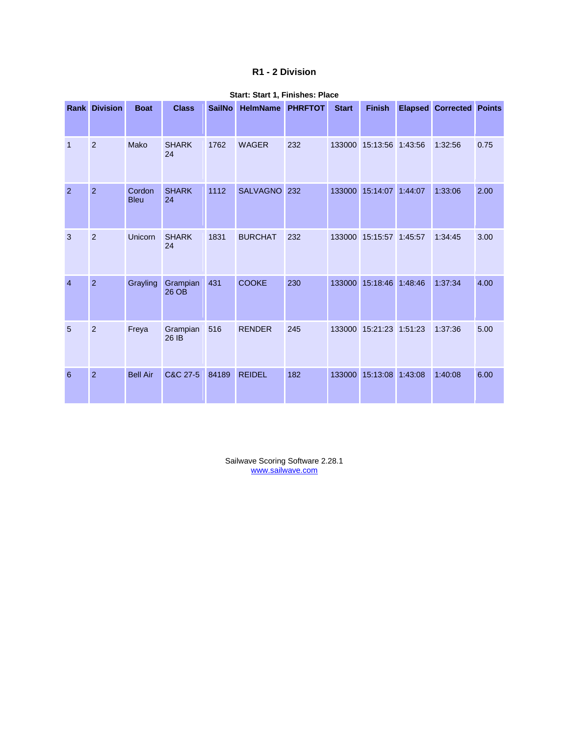### R1 - 2 Division

**Start: Start 1, Finishes: Place**

| Rank | Division | Boat | Class | SailNo | HelmName | PHRFTOT | Start | Finish | Elapsed | Corrected | Points |
|---|---|---|---|---|---|---|---|---|---|---|---|
| 1 | 2 | Mako | SHARK 24 | 1762 | WAGER | 232 | 133000 | 15:13:56 | 1:43:56 | 1:32:56 | 0.75 |
| 2 | 2 | Cordon Bleu | SHARK 24 | 1112 | SALVAGNO | 232 | 133000 | 15:14:07 | 1:44:07 | 1:33:06 | 2.00 |
| 3 | 2 | Unicorn | SHARK 24 | 1831 | BURCHAT | 232 | 133000 | 15:15:57 | 1:45:57 | 1:34:45 | 3.00 |
| 4 | 2 | Grayling | Grampian 26 OB | 431 | COOKE | 230 | 133000 | 15:18:46 | 1:48:46 | 1:37:34 | 4.00 |
| 5 | 2 | Freya | Grampian 26 IB | 516 | RENDER | 245 | 133000 | 15:21:23 | 1:51:23 | 1:37:36 | 5.00 |
| 6 | 2 | Bell Air | C&C 27-5 | 84189 | REIDEL | 182 | 133000 | 15:13:08 | 1:43:08 | 1:40:08 | 6.00 |

Sailwave Scoring Software 2.28.1
www.sailwave.com